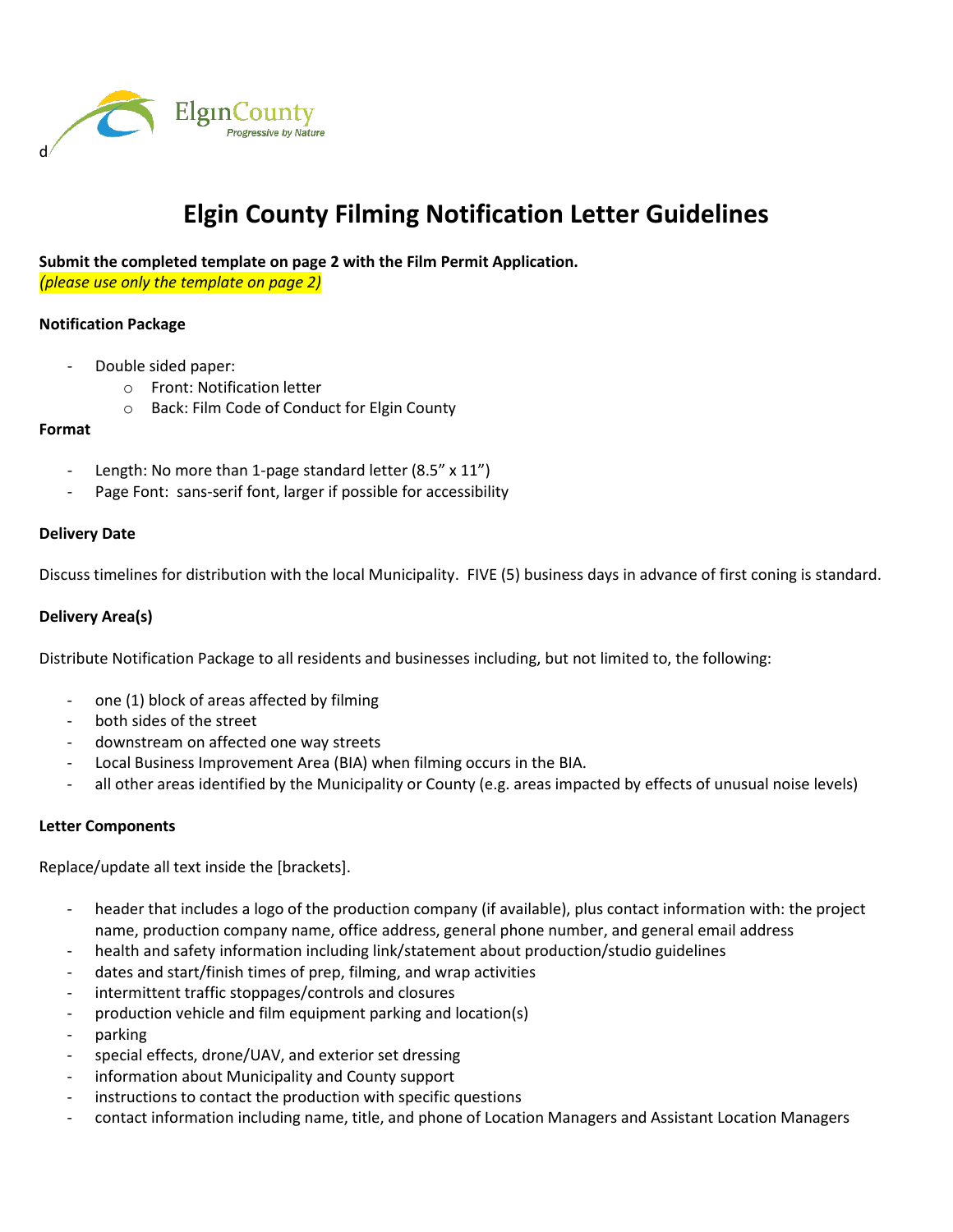# Elgin County Filming Notification Letter Guidelines

**Submit the completed template on page 2 with the Film Permit Application.**
*(please use only the template on page 2)*

**Notification Package**

- Double sided paper:
  - Front: Notification letter
  - Back: Film Code of Conduct for Elgin County

**Format**

- Length: No more than 1-page standard letter (8.5" x 11")
- Page Font: sans-serif font, larger if possible for accessibility

**Delivery Date**

Discuss timelines for distribution with the local Municipality. FIVE (5) business days in advance of first coning is standard.

**Delivery Area(s)**

Distribute Notification Package to all residents and businesses including, but not limited to, the following:

- one (1) block of areas affected by filming
- both sides of the street
- downstream on affected one way streets
- Local Business Improvement Area (BIA) when filming occurs in the BIA.
- all other areas identified by the Municipality or County (e.g. areas impacted by effects of unusual noise levels)

**Letter Components**

Replace/update all text inside the [brackets].

- header that includes a logo of the production company (if available), plus contact information with: the project name, production company name, office address, general phone number, and general email address
- health and safety information including link/statement about production/studio guidelines
- dates and start/finish times of prep, filming, and wrap activities
- intermittent traffic stoppages/controls and closures
- production vehicle and film equipment parking and location(s)
- parking
- special effects, drone/UAV, and exterior set dressing
- information about Municipality and County support
- instructions to contact the production with specific questions
- contact information including name, title, and phone of Location Managers and Assistant Location Managers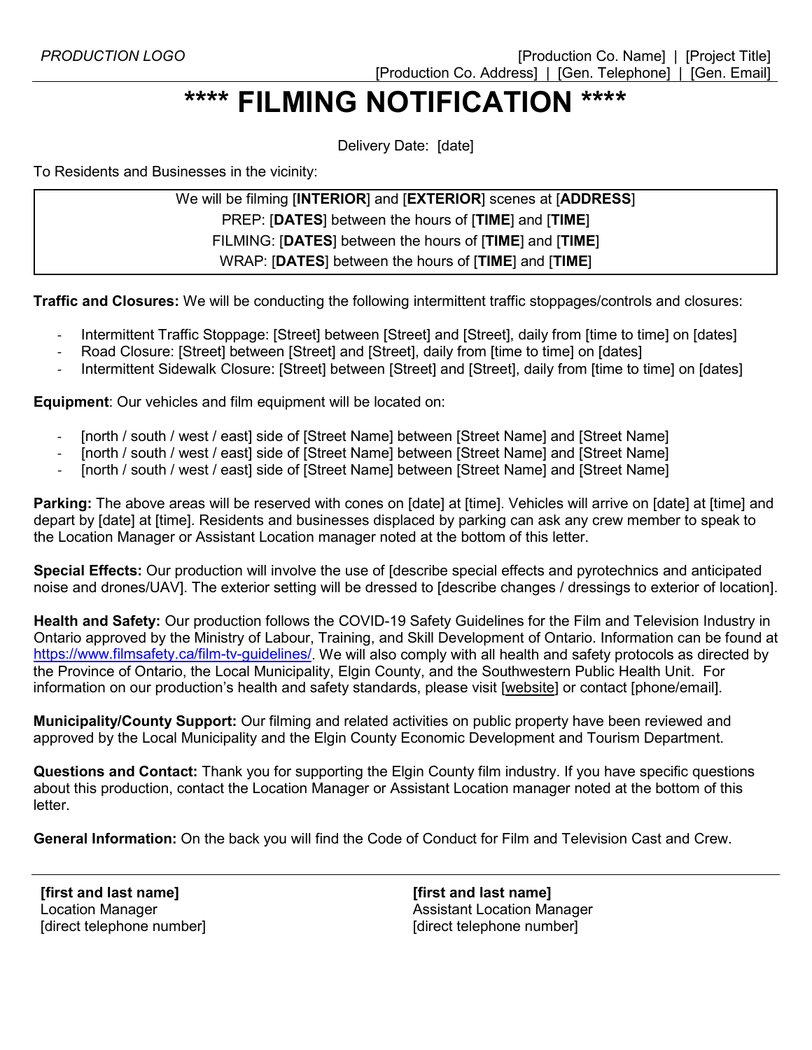*PRODUCTION LOGO*

[Production Co. Name] | [Project Title]
[Production Co. Address] | [Gen. Telephone] | [Gen. Email]

# **** FILMING NOTIFICATION ****

Delivery Date: [date]

To Residents and Businesses in the vicinity:

| |
|---|
| We will be filming [**INTERIOR**] and [**EXTERIOR**] scenes at [**ADDRESS**] |
| PREP: [**DATES**] between the hours of [**TIME**] and [**TIME**] |
| FILMING: [**DATES**] between the hours of [**TIME**] and [**TIME**] |
| WRAP: [**DATES**] between the hours of [**TIME**] and [**TIME**] |

**Traffic and Closures:** We will be conducting the following intermittent traffic stoppages/controls and closures:

- Intermittent Traffic Stoppage: [Street] between [Street] and [Street], daily from [time to time] on [dates]
- Road Closure: [Street] between [Street] and [Street], daily from [time to time] on [dates]
- Intermittent Sidewalk Closure: [Street] between [Street] and [Street], daily from [time to time] on [dates]

**Equipment**: Our vehicles and film equipment will be located on:

- [north / south / west / east] side of [Street Name] between [Street Name] and [Street Name]
- [north / south / west / east] side of [Street Name] between [Street Name] and [Street Name]
- [north / south / west / east] side of [Street Name] between [Street Name] and [Street Name]

**Parking:** The above areas will be reserved with cones on [date] at [time]. Vehicles will arrive on [date] at [time] and depart by [date] at [time]. Residents and businesses displaced by parking can ask any crew member to speak to the Location Manager or Assistant Location manager noted at the bottom of this letter.

**Special Effects:** Our production will involve the use of [describe special effects and pyrotechnics and anticipated noise and drones/UAV]. The exterior setting will be dressed to [describe changes / dressings to exterior of location].

**Health and Safety:** Our production follows the COVID-19 Safety Guidelines for the Film and Television Industry in Ontario approved by the Ministry of Labour, Training, and Skill Development of Ontario. Information can be found at https://www.filmsafety.ca/film-tv-guidelines/. We will also comply with all health and safety protocols as directed by the Province of Ontario, the Local Municipality, Elgin County, and the Southwestern Public Health Unit. For information on our production's health and safety standards, please visit [website] or contact [phone/email].

**Municipality/County Support:** Our filming and related activities on public property have been reviewed and approved by the Local Municipality and the Elgin County Economic Development and Tourism Department.

**Questions and Contact:** Thank you for supporting the Elgin County film industry. If you have specific questions about this production, contact the Location Manager or Assistant Location manager noted at the bottom of this letter.

**General Information:** On the back you will find the Code of Conduct for Film and Television Cast and Crew.

---

**[first and last name]**
Location Manager
[direct telephone number]

**[first and last name]**
Assistant Location Manager
[direct telephone number]